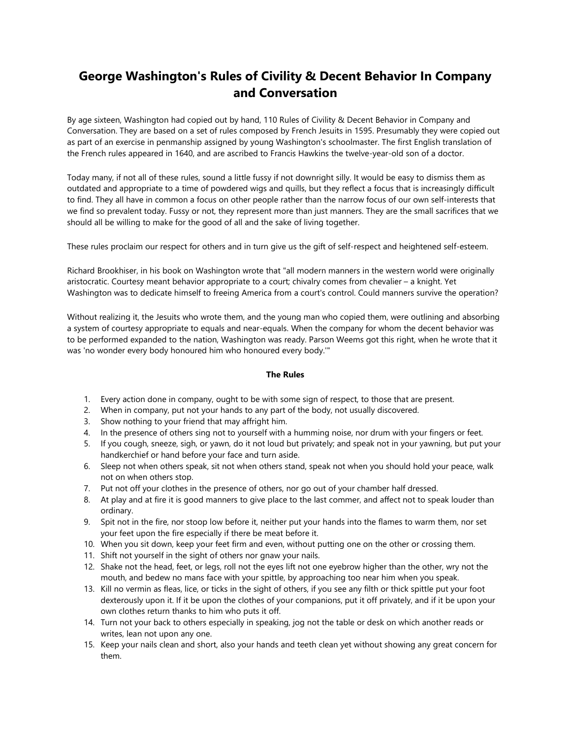# George Washington's Rules of Civility & Decent Behavior In Company and Conversation

By age sixteen, Washington had copied out by hand, 110 Rules of Civility & Decent Behavior in Company and Conversation. They are based on a set of rules composed by French Jesuits in 1595. Presumably they were copied out as part of an exercise in penmanship assigned by young Washington's schoolmaster. The first English translation of the French rules appeared in 1640, and are ascribed to Francis Hawkins the twelve-year-old son of a doctor.

Today many, if not all of these rules, sound a little fussy if not downright silly. It would be easy to dismiss them as outdated and appropriate to a time of powdered wigs and quills, but they reflect a focus that is increasingly difficult to find. They all have in common a focus on other people rather than the narrow focus of our own self-interests that we find so prevalent today. Fussy or not, they represent more than just manners. They are the small sacrifices that we should all be willing to make for the good of all and the sake of living together.

These rules proclaim our respect for others and in turn give us the gift of self-respect and heightened self-esteem.

Richard Brookhiser, in his book on Washington wrote that "all modern manners in the western world were originally aristocratic. Courtesy meant behavior appropriate to a court; chivalry comes from chevalier – a knight. Yet Washington was to dedicate himself to freeing America from a court's control. Could manners survive the operation?

Without realizing it, the Jesuits who wrote them, and the young man who copied them, were outlining and absorbing a system of courtesy appropriate to equals and near-equals. When the company for whom the decent behavior was to be performed expanded to the nation, Washington was ready. Parson Weems got this right, when he wrote that it was 'no wonder every body honoured him who honoured every body.'"

**The Rules**

1. Every action done in company, ought to be with some sign of respect, to those that are present.
2. When in company, put not your hands to any part of the body, not usually discovered.
3. Show nothing to your friend that may affright him.
4. In the presence of others sing not to yourself with a humming noise, nor drum with your fingers or feet.
5. If you cough, sneeze, sigh, or yawn, do it not loud but privately; and speak not in your yawning, but put your handkerchief or hand before your face and turn aside.
6. Sleep not when others speak, sit not when others stand, speak not when you should hold your peace, walk not on when others stop.
7. Put not off your clothes in the presence of others, nor go out of your chamber half dressed.
8. At play and at fire it is good manners to give place to the last commer, and affect not to speak louder than ordinary.
9. Spit not in the fire, nor stoop low before it, neither put your hands into the flames to warm them, nor set your feet upon the fire especially if there be meat before it.
10. When you sit down, keep your feet firm and even, without putting one on the other or crossing them.
11. Shift not yourself in the sight of others nor gnaw your nails.
12. Shake not the head, feet, or legs, roll not the eyes lift not one eyebrow higher than the other, wry not the mouth, and bedew no mans face with your spittle, by approaching too near him when you speak.
13. Kill no vermin as fleas, lice, or ticks in the sight of others, if you see any filth or thick spittle put your foot dexterously upon it. If it be upon the clothes of your companions, put it off privately, and if it be upon your own clothes return thanks to him who puts it off.
14. Turn not your back to others especially in speaking, jog not the table or desk on which another reads or writes, lean not upon any one.
15. Keep your nails clean and short, also your hands and teeth clean yet without showing any great concern for them.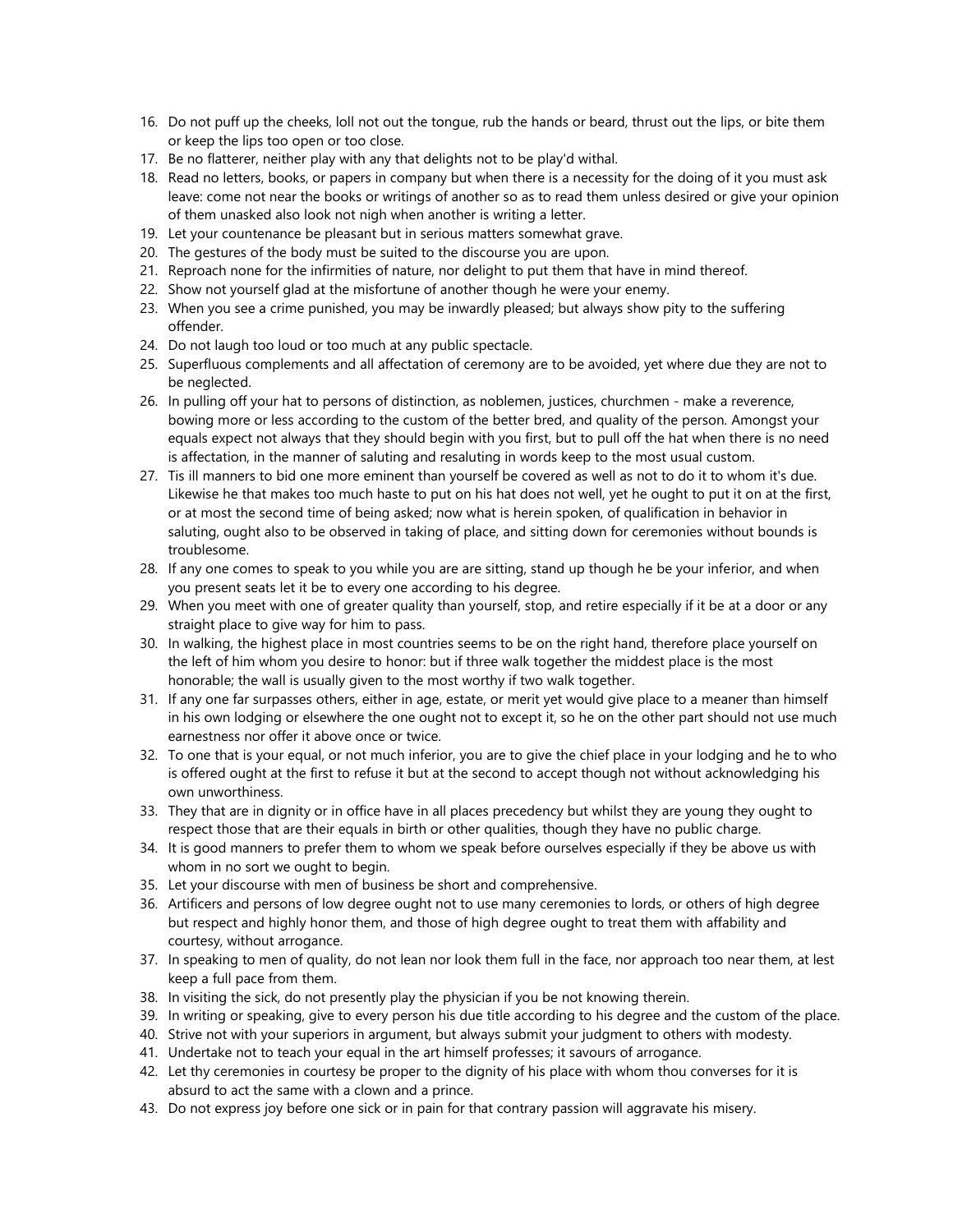16. Do not puff up the cheeks, loll not out the tongue, rub the hands or beard, thrust out the lips, or bite them or keep the lips too open or too close.
17. Be no flatterer, neither play with any that delights not to be play'd withal.
18. Read no letters, books, or papers in company but when there is a necessity for the doing of it you must ask leave: come not near the books or writings of another so as to read them unless desired or give your opinion of them unasked also look not nigh when another is writing a letter.
19. Let your countenance be pleasant but in serious matters somewhat grave.
20. The gestures of the body must be suited to the discourse you are upon.
21. Reproach none for the infirmities of nature, nor delight to put them that have in mind thereof.
22. Show not yourself glad at the misfortune of another though he were your enemy.
23. When you see a crime punished, you may be inwardly pleased; but always show pity to the suffering offender.
24. Do not laugh too loud or too much at any public spectacle.
25. Superfluous complements and all affectation of ceremony are to be avoided, yet where due they are not to be neglected.
26. In pulling off your hat to persons of distinction, as noblemen, justices, churchmen - make a reverence, bowing more or less according to the custom of the better bred, and quality of the person. Amongst your equals expect not always that they should begin with you first, but to pull off the hat when there is no need is affectation, in the manner of saluting and resaluting in words keep to the most usual custom.
27. Tis ill manners to bid one more eminent than yourself be covered as well as not to do it to whom it's due. Likewise he that makes too much haste to put on his hat does not well, yet he ought to put it on at the first, or at most the second time of being asked; now what is herein spoken, of qualification in behavior in saluting, ought also to be observed in taking of place, and sitting down for ceremonies without bounds is troublesome.
28. If any one comes to speak to you while you are are sitting, stand up though he be your inferior, and when you present seats let it be to every one according to his degree.
29. When you meet with one of greater quality than yourself, stop, and retire especially if it be at a door or any straight place to give way for him to pass.
30. In walking, the highest place in most countries seems to be on the right hand, therefore place yourself on the left of him whom you desire to honor: but if three walk together the middest place is the most honorable; the wall is usually given to the most worthy if two walk together.
31. If any one far surpasses others, either in age, estate, or merit yet would give place to a meaner than himself in his own lodging or elsewhere the one ought not to except it, so he on the other part should not use much earnestness nor offer it above once or twice.
32. To one that is your equal, or not much inferior, you are to give the chief place in your lodging and he to who is offered ought at the first to refuse it but at the second to accept though not without acknowledging his own unworthiness.
33. They that are in dignity or in office have in all places precedency but whilst they are young they ought to respect those that are their equals in birth or other qualities, though they have no public charge.
34. It is good manners to prefer them to whom we speak before ourselves especially if they be above us with whom in no sort we ought to begin.
35. Let your discourse with men of business be short and comprehensive.
36. Artificers and persons of low degree ought not to use many ceremonies to lords, or others of high degree but respect and highly honor them, and those of high degree ought to treat them with affability and courtesy, without arrogance.
37. In speaking to men of quality, do not lean nor look them full in the face, nor approach too near them, at lest keep a full pace from them.
38. In visiting the sick, do not presently play the physician if you be not knowing therein.
39. In writing or speaking, give to every person his due title according to his degree and the custom of the place.
40. Strive not with your superiors in argument, but always submit your judgment to others with modesty.
41. Undertake not to teach your equal in the art himself professes; it savours of arrogance.
42. Let thy ceremonies in courtesy be proper to the dignity of his place with whom thou converses for it is absurd to act the same with a clown and a prince.
43. Do not express joy before one sick or in pain for that contrary passion will aggravate his misery.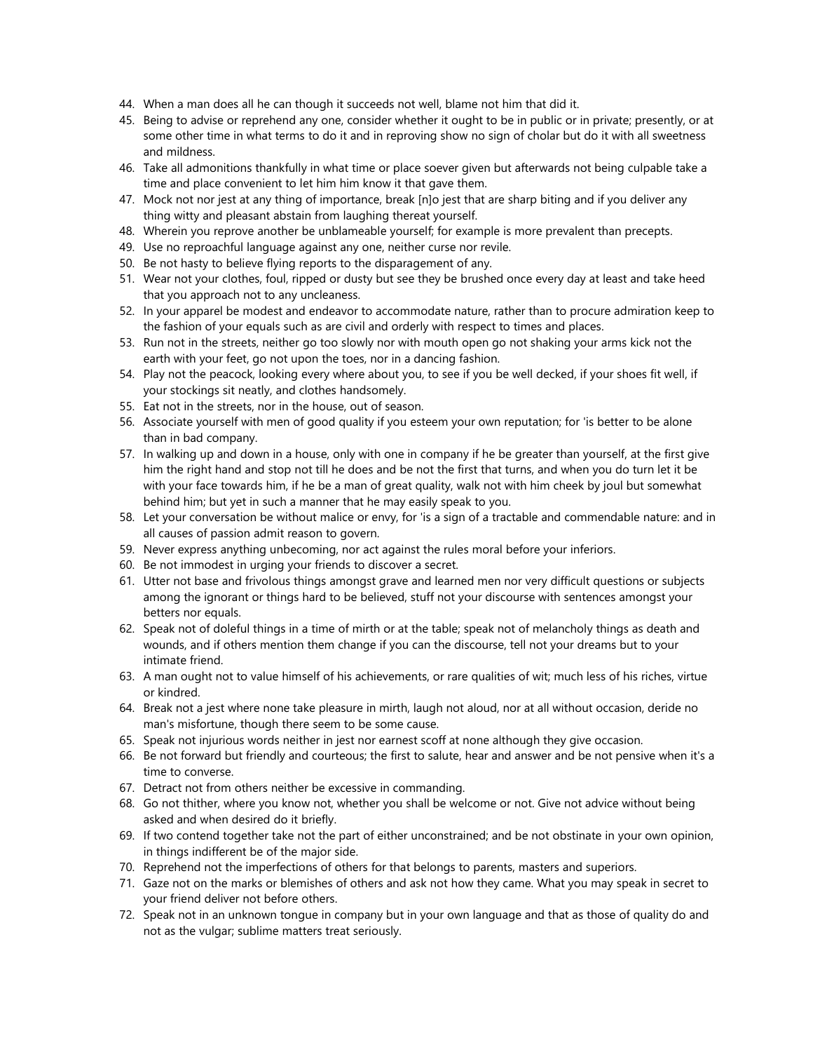44. When a man does all he can though it succeeds not well, blame not him that did it.
45. Being to advise or reprehend any one, consider whether it ought to be in public or in private; presently, or at some other time in what terms to do it and in reproving show no sign of cholar but do it with all sweetness and mildness.
46. Take all admonitions thankfully in what time or place soever given but afterwards not being culpable take a time and place convenient to let him him know it that gave them.
47. Mock not nor jest at any thing of importance, break [n]o jest that are sharp biting and if you deliver any thing witty and pleasant abstain from laughing thereat yourself.
48. Wherein you reprove another be unblameable yourself; for example is more prevalent than precepts.
49. Use no reproachful language against any one, neither curse nor revile.
50. Be not hasty to believe flying reports to the disparagement of any.
51. Wear not your clothes, foul, ripped or dusty but see they be brushed once every day at least and take heed that you approach not to any uncleaness.
52. In your apparel be modest and endeavor to accommodate nature, rather than to procure admiration keep to the fashion of your equals such as are civil and orderly with respect to times and places.
53. Run not in the streets, neither go too slowly nor with mouth open go not shaking your arms kick not the earth with your feet, go not upon the toes, nor in a dancing fashion.
54. Play not the peacock, looking every where about you, to see if you be well decked, if your shoes fit well, if your stockings sit neatly, and clothes handsomely.
55. Eat not in the streets, nor in the house, out of season.
56. Associate yourself with men of good quality if you esteem your own reputation; for 'is better to be alone than in bad company.
57. In walking up and down in a house, only with one in company if he be greater than yourself, at the first give him the right hand and stop not till he does and be not the first that turns, and when you do turn let it be with your face towards him, if he be a man of great quality, walk not with him cheek by joul but somewhat behind him; but yet in such a manner that he may easily speak to you.
58. Let your conversation be without malice or envy, for 'is a sign of a tractable and commendable nature: and in all causes of passion admit reason to govern.
59. Never express anything unbecoming, nor act against the rules moral before your inferiors.
60. Be not immodest in urging your friends to discover a secret.
61. Utter not base and frivolous things amongst grave and learned men nor very difficult questions or subjects among the ignorant or things hard to be believed, stuff not your discourse with sentences amongst your betters nor equals.
62. Speak not of doleful things in a time of mirth or at the table; speak not of melancholy things as death and wounds, and if others mention them change if you can the discourse, tell not your dreams but to your intimate friend.
63. A man ought not to value himself of his achievements, or rare qualities of wit; much less of his riches, virtue or kindred.
64. Break not a jest where none take pleasure in mirth, laugh not aloud, nor at all without occasion, deride no man's misfortune, though there seem to be some cause.
65. Speak not injurious words neither in jest nor earnest scoff at none although they give occasion.
66. Be not forward but friendly and courteous; the first to salute, hear and answer and be not pensive when it's a time to converse.
67. Detract not from others neither be excessive in commanding.
68. Go not thither, where you know not, whether you shall be welcome or not. Give not advice without being asked and when desired do it briefly.
69. If two contend together take not the part of either unconstrained; and be not obstinate in your own opinion, in things indifferent be of the major side.
70. Reprehend not the imperfections of others for that belongs to parents, masters and superiors.
71. Gaze not on the marks or blemishes of others and ask not how they came. What you may speak in secret to your friend deliver not before others.
72. Speak not in an unknown tongue in company but in your own language and that as those of quality do and not as the vulgar; sublime matters treat seriously.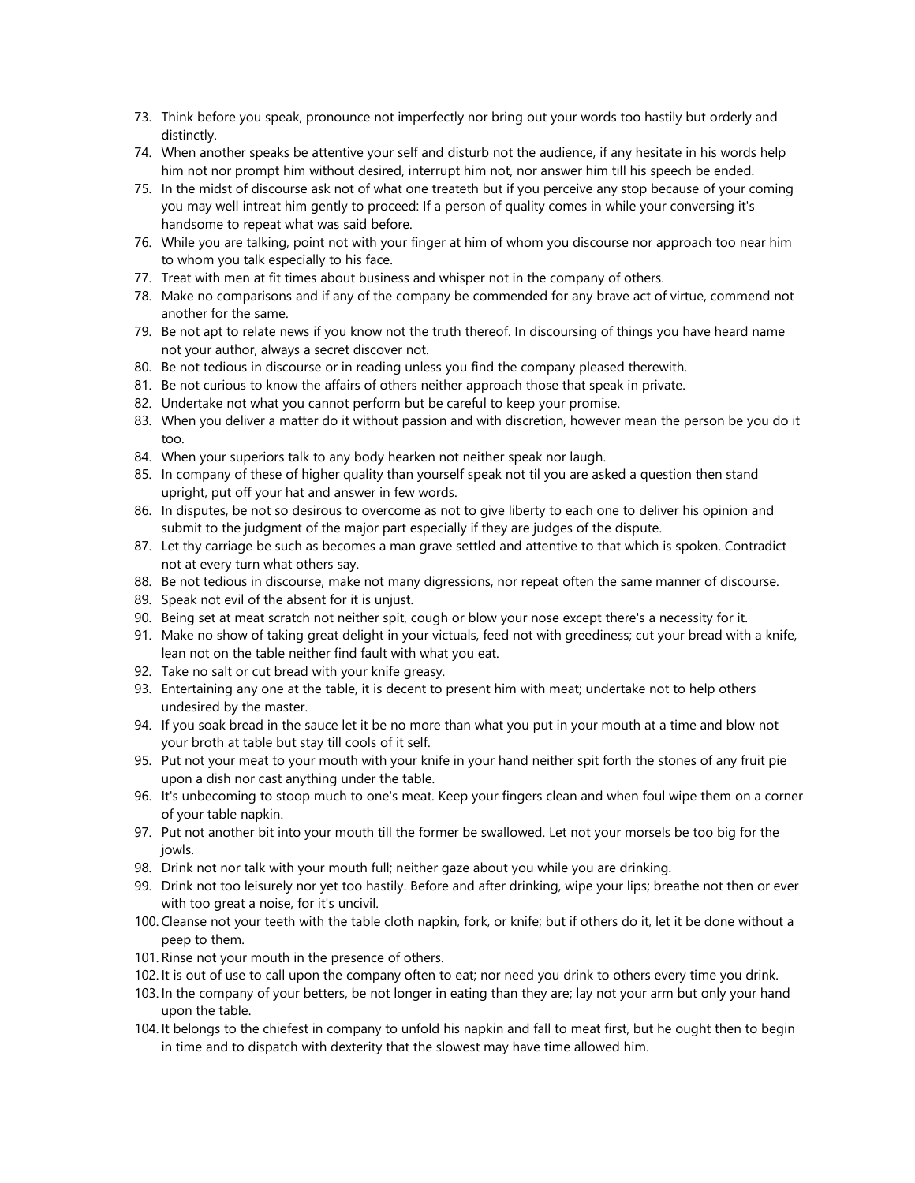73. Think before you speak, pronounce not imperfectly nor bring out your words too hastily but orderly and distinctly.
74. When another speaks be attentive your self and disturb not the audience, if any hesitate in his words help him not nor prompt him without desired, interrupt him not, nor answer him till his speech be ended.
75. In the midst of discourse ask not of what one treateth but if you perceive any stop because of your coming you may well intreat him gently to proceed: If a person of quality comes in while your conversing it's handsome to repeat what was said before.
76. While you are talking, point not with your finger at him of whom you discourse nor approach too near him to whom you talk especially to his face.
77. Treat with men at fit times about business and whisper not in the company of others.
78. Make no comparisons and if any of the company be commended for any brave act of virtue, commend not another for the same.
79. Be not apt to relate news if you know not the truth thereof. In discoursing of things you have heard name not your author, always a secret discover not.
80. Be not tedious in discourse or in reading unless you find the company pleased therewith.
81. Be not curious to know the affairs of others neither approach those that speak in private.
82. Undertake not what you cannot perform but be careful to keep your promise.
83. When you deliver a matter do it without passion and with discretion, however mean the person be you do it too.
84. When your superiors talk to any body hearken not neither speak nor laugh.
85. In company of these of higher quality than yourself speak not til you are asked a question then stand upright, put off your hat and answer in few words.
86. In disputes, be not so desirous to overcome as not to give liberty to each one to deliver his opinion and submit to the judgment of the major part especially if they are judges of the dispute.
87. Let thy carriage be such as becomes a man grave settled and attentive to that which is spoken. Contradict not at every turn what others say.
88. Be not tedious in discourse, make not many digressions, nor repeat often the same manner of discourse.
89. Speak not evil of the absent for it is unjust.
90. Being set at meat scratch not neither spit, cough or blow your nose except there's a necessity for it.
91. Make no show of taking great delight in your victuals, feed not with greediness; cut your bread with a knife, lean not on the table neither find fault with what you eat.
92. Take no salt or cut bread with your knife greasy.
93. Entertaining any one at the table, it is decent to present him with meat; undertake not to help others undesired by the master.
94. If you soak bread in the sauce let it be no more than what you put in your mouth at a time and blow not your broth at table but stay till cools of it self.
95. Put not your meat to your mouth with your knife in your hand neither spit forth the stones of any fruit pie upon a dish nor cast anything under the table.
96. It's unbecoming to stoop much to one's meat. Keep your fingers clean and when foul wipe them on a corner of your table napkin.
97. Put not another bit into your mouth till the former be swallowed. Let not your morsels be too big for the jowls.
98. Drink not nor talk with your mouth full; neither gaze about you while you are drinking.
99. Drink not too leisurely nor yet too hastily. Before and after drinking, wipe your lips; breathe not then or ever with too great a noise, for it's uncivil.
100. Cleanse not your teeth with the table cloth napkin, fork, or knife; but if others do it, let it be done without a peep to them.
101. Rinse not your mouth in the presence of others.
102. It is out of use to call upon the company often to eat; nor need you drink to others every time you drink.
103. In the company of your betters, be not longer in eating than they are; lay not your arm but only your hand upon the table.
104. It belongs to the chiefest in company to unfold his napkin and fall to meat first, but he ought then to begin in time and to dispatch with dexterity that the slowest may have time allowed him.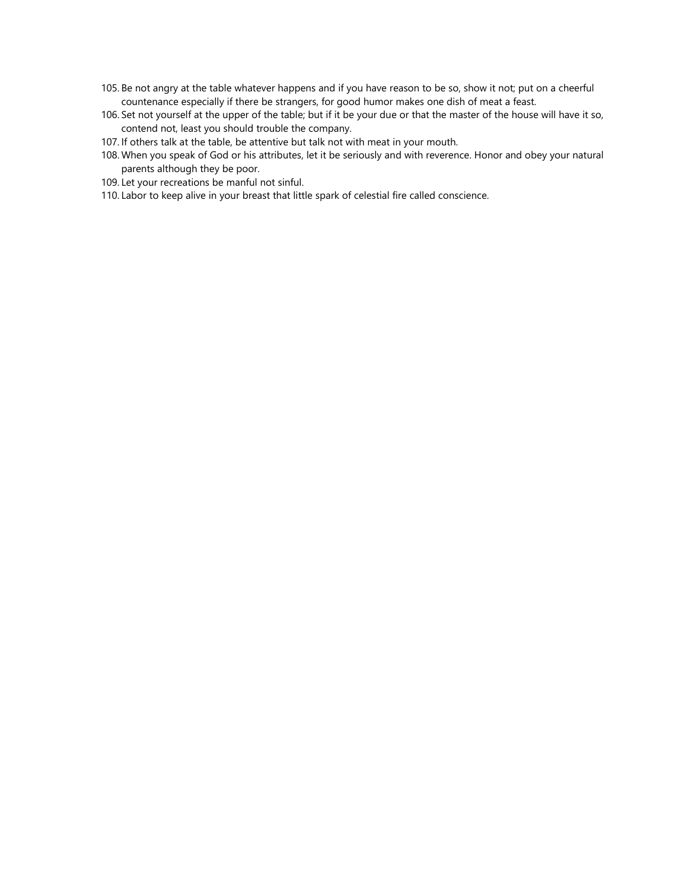105. Be not angry at the table whatever happens and if you have reason to be so, show it not; put on a cheerful countenance especially if there be strangers, for good humor makes one dish of meat a feast.
106. Set not yourself at the upper of the table; but if it be your due or that the master of the house will have it so, contend not, least you should trouble the company.
107. If others talk at the table, be attentive but talk not with meat in your mouth.
108. When you speak of God or his attributes, let it be seriously and with reverence. Honor and obey your natural parents although they be poor.
109. Let your recreations be manful not sinful.
110. Labor to keep alive in your breast that little spark of celestial fire called conscience.